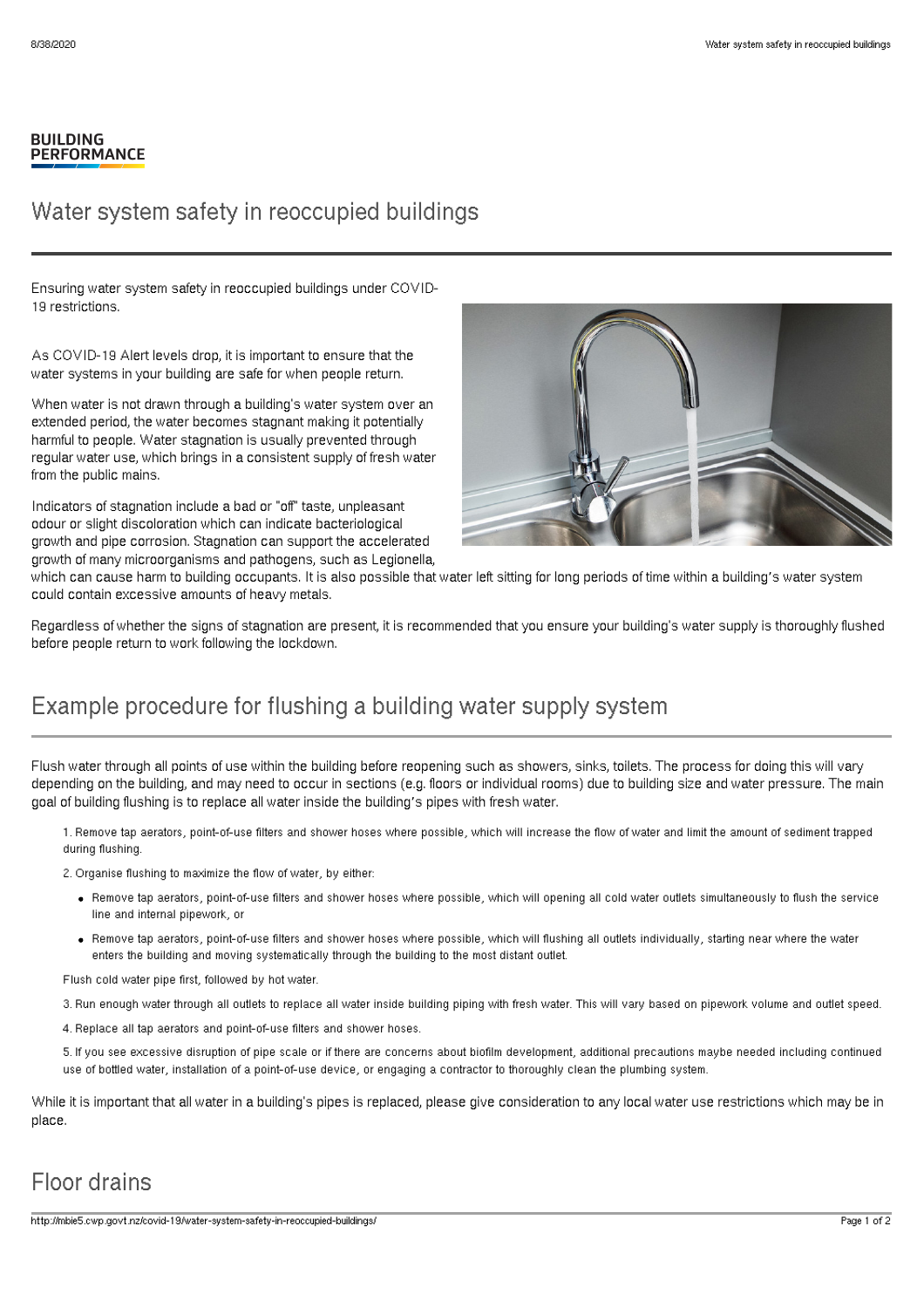BUILDING PERFORMANCE

# Water system safety in reoccupied buildings

Ensuring water system safety in reoccupied buildings under COVID-19 restrictions.

As COVID-19 Alert levels drop, it is important to ensure that the water systems in your building are safe for when people return.

When water is not drawn through a building's water system over an extended period, the water becomes stagnant making it potentially harmful to people. Water stagnation is usually prevented through regular water use, which brings in a consistent supply of fresh water from the public mains.

Indicators of stagnation include a bad or "off" taste, unpleasant odour or slight discoloration which can indicate bacteriological growth and pipe corrosion. Stagnation can support the accelerated growth of many microorganisms and pathogens, such as Legionella, which can cause harm to building occupants. It is also possible that water left sitting for long periods of time within a building's water system could contain excessive amounts of heavy metals.

Regardless of whether the signs of stagnation are present, it is recommended that you ensure your building's water supply is thoroughly flushed before people return to work following the lockdown.

## Example procedure for flushing a building water supply system

Flush water through all points of use within the building before reopening such as showers, sinks, toilets. The process for doing this will vary depending on the building, and may need to occur in sections (e.g. floors or individual rooms) due to building size and water pressure. The main goal of building flushing is to replace all water inside the building's pipes with fresh water.

1. Remove tap aerators, point-of-use filters and shower hoses where possible, which will increase the flow of water and limit the amount of sediment trapped during flushing.
2. Organise flushing to maximize the flow of water, by either:
   - Remove tap aerators, point-of-use filters and shower hoses where possible, which will opening all cold water outlets simultaneously to flush the service line and internal pipework, or
   - Remove tap aerators, point-of-use filters and shower hoses where possible, which will flushing all outlets individually, starting near where the water enters the building and moving systematically through the building to the most distant outlet.

   Flush cold water pipe first, followed by hot water.
3. Run enough water through all outlets to replace all water inside building piping with fresh water. This will vary based on pipework volume and outlet speed.
4. Replace all tap aerators and point-of-use filters and shower hoses.
5. If you see excessive disruption of pipe scale or if there are concerns about biofilm development, additional precautions maybe needed including continued use of bottled water, installation of a point-of-use device, or engaging a contractor to thoroughly clean the plumbing system.

While it is important that all water in a building's pipes is replaced, please give consideration to any local water use restrictions which may be in place.

## Floor drains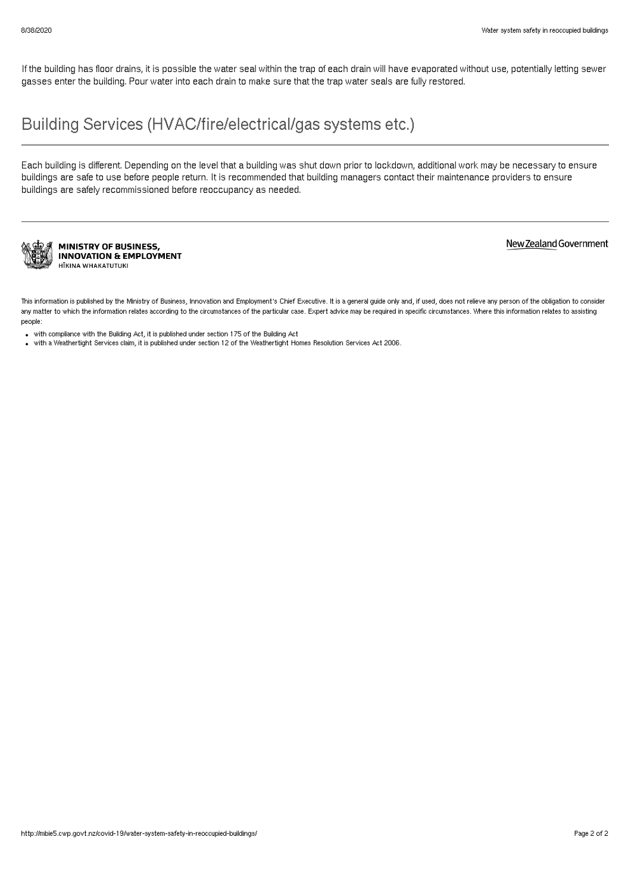If the building has floor drains, it is possible the water seal within the trap of each drain will have evaporated without use, potentially letting sewer gasses enter the building. Pour water into each drain to make sure that the trap water seals are fully restored.

## Building Services (HVAC/fire/electrical/gas systems etc.)

Each building is different. Depending on the level that a building was shut down prior to lockdown, additional work may be necessary to ensure buildings are safe to use before people return. It is recommended that building managers contact their maintenance providers to ensure buildings are safely recommissioned before reoccupancy as needed.

---

**MINISTRY OF BUSINESS, INNOVATION & EMPLOYMENT**
HĪKINA WHAKATUTUKI

New Zealand Government

This information is published by the Ministry of Business, Innovation and Employment's Chief Executive. It is a general guide only and, if used, does not relieve any person of the obligation to consider any matter to which the information relates according to the circumstances of the particular case. Expert advice may be required in specific circumstances. Where this information relates to assisting people:

- with compliance with the Building Act, it is published under section 175 of the Building Act
- with a Weathertight Services claim, it is published under section 12 of the Weathertight Homes Resolution Services Act 2006.